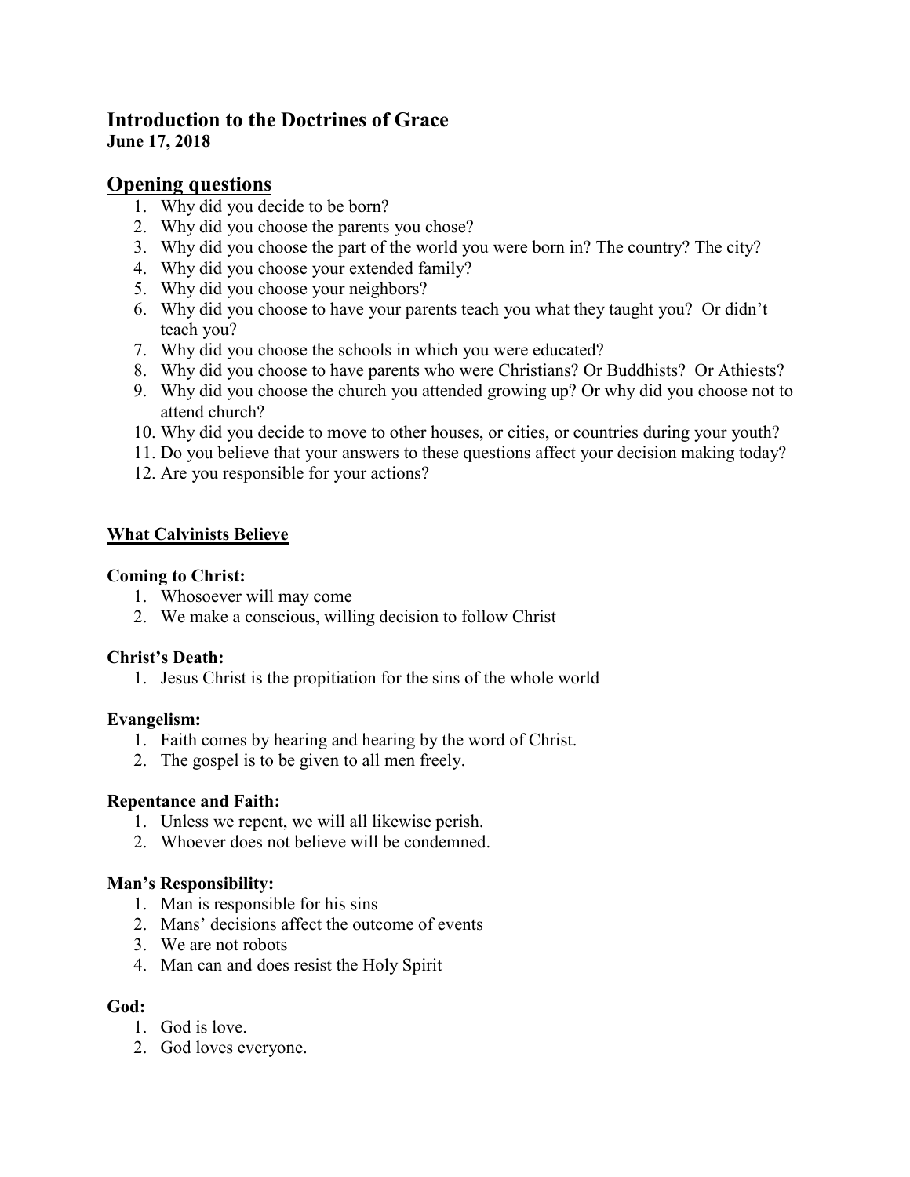# Introduction to the Doctrines of Grace

**June 17, 2018**

## Opening questions

1. Why did you decide to be born?
2. Why did you choose the parents you chose?
3. Why did you choose the part of the world you were born in? The country? The city?
4. Why did you choose your extended family?
5. Why did you choose your neighbors?
6. Why did you choose to have your parents teach you what they taught you? Or didn't teach you?
7. Why did you choose the schools in which you were educated?
8. Why did you choose to have parents who were Christians? Or Buddhists? Or Athiests?
9. Why did you choose the church you attended growing up? Or why did you choose not to attend church?
10. Why did you decide to move to other houses, or cities, or countries during your youth?
11. Do you believe that your answers to these questions affect your decision making today?
12. Are you responsible for your actions?

### What Calvinists Believe

**Coming to Christ:**

1. Whosoever will may come
2. We make a conscious, willing decision to follow Christ

**Christ's Death:**

1. Jesus Christ is the propitiation for the sins of the whole world

**Evangelism:**

1. Faith comes by hearing and hearing by the word of Christ.
2. The gospel is to be given to all men freely.

**Repentance and Faith:**

1. Unless we repent, we will all likewise perish.
2. Whoever does not believe will be condemned.

**Man's Responsibility:**

1. Man is responsible for his sins
2. Mans' decisions affect the outcome of events
3. We are not robots
4. Man can and does resist the Holy Spirit

**God:**

1. God is love.
2. God loves everyone.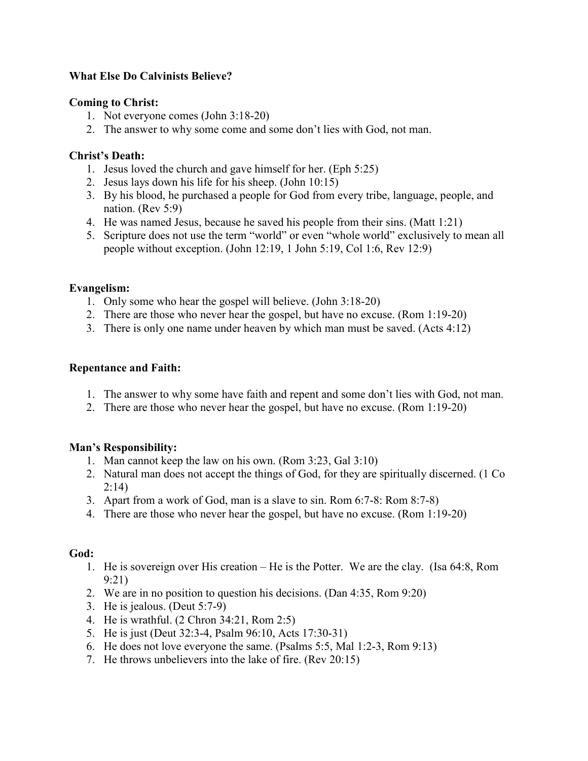**What Else Do Calvinists Believe?**

**Coming to Christ:**

1. Not everyone comes (John 3:18-20)
2. The answer to why some come and some don't lies with God, not man.

**Christ's Death:**

1. Jesus loved the church and gave himself for her. (Eph 5:25)
2. Jesus lays down his life for his sheep. (John 10:15)
3. By his blood, he purchased a people for God from every tribe, language, people, and nation. (Rev 5:9)
4. He was named Jesus, because he saved his people from their sins. (Matt 1:21)
5. Scripture does not use the term "world" or even "whole world" exclusively to mean all people without exception. (John 12:19, 1 John 5:19, Col 1:6, Rev 12:9)

**Evangelism:**

1. Only some who hear the gospel will believe. (John 3:18-20)
2. There are those who never hear the gospel, but have no excuse. (Rom 1:19-20)
3. There is only one name under heaven by which man must be saved. (Acts 4:12)

**Repentance and Faith:**

1. The answer to why some have faith and repent and some don't lies with God, not man.
2. There are those who never hear the gospel, but have no excuse. (Rom 1:19-20)

**Man's Responsibility:**

1. Man cannot keep the law on his own. (Rom 3:23, Gal 3:10)
2. Natural man does not accept the things of God, for they are spiritually discerned. (1 Co 2:14)
3. Apart from a work of God, man is a slave to sin. Rom 6:7-8: Rom 8:7-8)
4. There are those who never hear the gospel, but have no excuse. (Rom 1:19-20)

**God:**

1. He is sovereign over His creation – He is the Potter. We are the clay. (Isa 64:8, Rom 9:21)
2. We are in no position to question his decisions. (Dan 4:35, Rom 9:20)
3. He is jealous. (Deut 5:7-9)
4. He is wrathful. (2 Chron 34:21, Rom 2:5)
5. He is just (Deut 32:3-4, Psalm 96:10, Acts 17:30-31)
6. He does not love everyone the same. (Psalms 5:5, Mal 1:2-3, Rom 9:13)
7. He throws unbelievers into the lake of fire. (Rev 20:15)